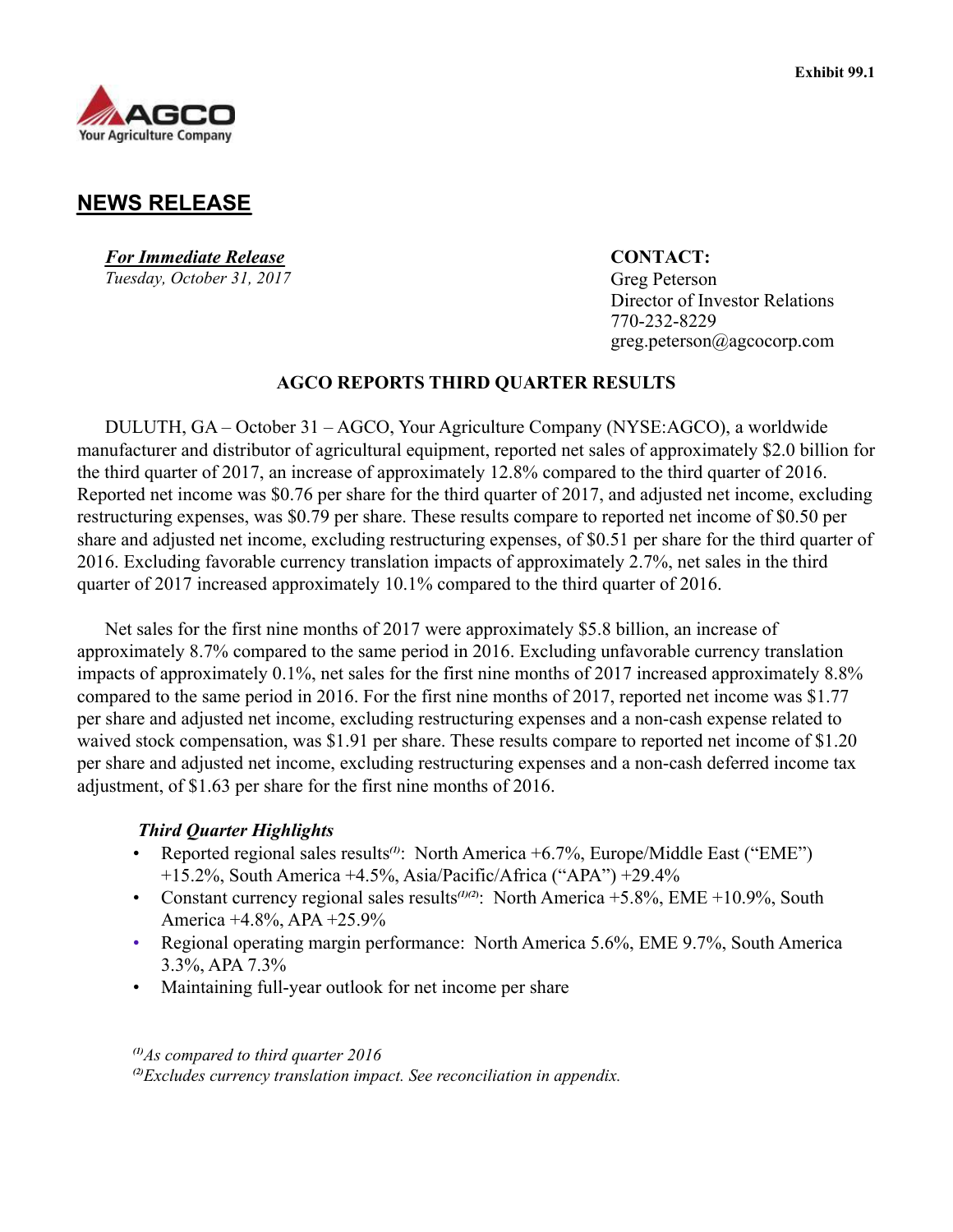Exhibit 99.1

AGCO
Your Agriculture Company

## NEWS RELEASE

***For Immediate Release***
*Tuesday, October 31, 2017*

**CONTACT:**
Greg Peterson
Director of Investor Relations
770-232-8229
greg.peterson@agcocorp.com

### AGCO REPORTS THIRD QUARTER RESULTS

DULUTH, GA – October 31 – AGCO, Your Agriculture Company (NYSE:AGCO), a worldwide manufacturer and distributor of agricultural equipment, reported net sales of approximately $2.0 billion for the third quarter of 2017, an increase of approximately 12.8% compared to the third quarter of 2016. Reported net income was $0.76 per share for the third quarter of 2017, and adjusted net income, excluding restructuring expenses, was $0.79 per share. These results compare to reported net income of $0.50 per share and adjusted net income, excluding restructuring expenses, of $0.51 per share for the third quarter of 2016. Excluding favorable currency translation impacts of approximately 2.7%, net sales in the third quarter of 2017 increased approximately 10.1% compared to the third quarter of 2016.

Net sales for the first nine months of 2017 were approximately $5.8 billion, an increase of approximately 8.7% compared to the same period in 2016. Excluding unfavorable currency translation impacts of approximately 0.1%, net sales for the first nine months of 2017 increased approximately 8.8% compared to the same period in 2016. For the first nine months of 2017, reported net income was $1.77 per share and adjusted net income, excluding restructuring expenses and a non-cash expense related to waived stock compensation, was $1.91 per share. These results compare to reported net income of $1.20 per share and adjusted net income, excluding restructuring expenses and a non-cash deferred income tax adjustment, of $1.63 per share for the first nine months of 2016.

***Third Quarter Highlights***

- Reported regional sales results[(1)]: North America +6.7%, Europe/Middle East ("EME") +15.2%, South America +4.5%, Asia/Pacific/Africa ("APA") +29.4%
- Constant currency regional sales results[(1)(2)]: North America +5.8%, EME +10.9%, South America +4.8%, APA +25.9%
- Regional operating margin performance: North America 5.6%, EME 9.7%, South America 3.3%, APA 7.3%
- Maintaining full-year outlook for net income per share

*[(1)]As compared to third quarter 2016*
*[(2)]Excludes currency translation impact. See reconciliation in appendix.*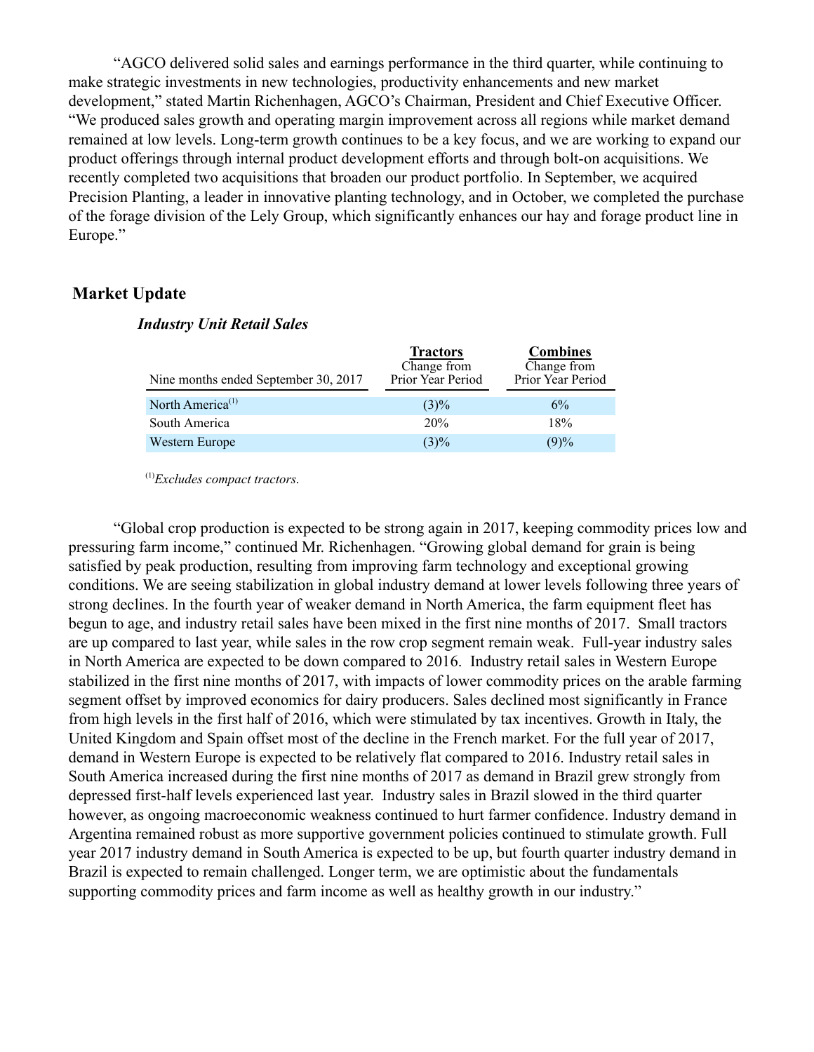"AGCO delivered solid sales and earnings performance in the third quarter, while continuing to make strategic investments in new technologies, productivity enhancements and new market development," stated Martin Richenhagen, AGCO's Chairman, President and Chief Executive Officer. "We produced sales growth and operating margin improvement across all regions while market demand remained at low levels. Long-term growth continues to be a key focus, and we are working to expand our product offerings through internal product development efforts and through bolt-on acquisitions. We recently completed two acquisitions that broaden our product portfolio. In September, we acquired Precision Planting, a leader in innovative planting technology, and in October, we completed the purchase of the forage division of the Lely Group, which significantly enhances our hay and forage product line in Europe."

## Market Update

### *Industry Unit Retail Sales*

| Nine months ended September 30, 2017 | **Tractors** Change from Prior Year Period | **Combines** Change from Prior Year Period |
|---|---|---|
| North America[(1)] | (3)% | 6% |
| South America | 20% | 18% |
| Western Europe | (3)% | (9)% |

[(1)] *Excludes compact tractors.*

"Global crop production is expected to be strong again in 2017, keeping commodity prices low and pressuring farm income," continued Mr. Richenhagen. "Growing global demand for grain is being satisfied by peak production, resulting from improving farm technology and exceptional growing conditions. We are seeing stabilization in global industry demand at lower levels following three years of strong declines. In the fourth year of weaker demand in North America, the farm equipment fleet has begun to age, and industry retail sales have been mixed in the first nine months of 2017. Small tractors are up compared to last year, while sales in the row crop segment remain weak. Full-year industry sales in North America are expected to be down compared to 2016. Industry retail sales in Western Europe stabilized in the first nine months of 2017, with impacts of lower commodity prices on the arable farming segment offset by improved economics for dairy producers. Sales declined most significantly in France from high levels in the first half of 2016, which were stimulated by tax incentives. Growth in Italy, the United Kingdom and Spain offset most of the decline in the French market. For the full year of 2017, demand in Western Europe is expected to be relatively flat compared to 2016. Industry retail sales in South America increased during the first nine months of 2017 as demand in Brazil grew strongly from depressed first-half levels experienced last year. Industry sales in Brazil slowed in the third quarter however, as ongoing macroeconomic weakness continued to hurt farmer confidence. Industry demand in Argentina remained robust as more supportive government policies continued to stimulate growth. Full year 2017 industry demand in South America is expected to be up, but fourth quarter industry demand in Brazil is expected to remain challenged. Longer term, we are optimistic about the fundamentals supporting commodity prices and farm income as well as healthy growth in our industry."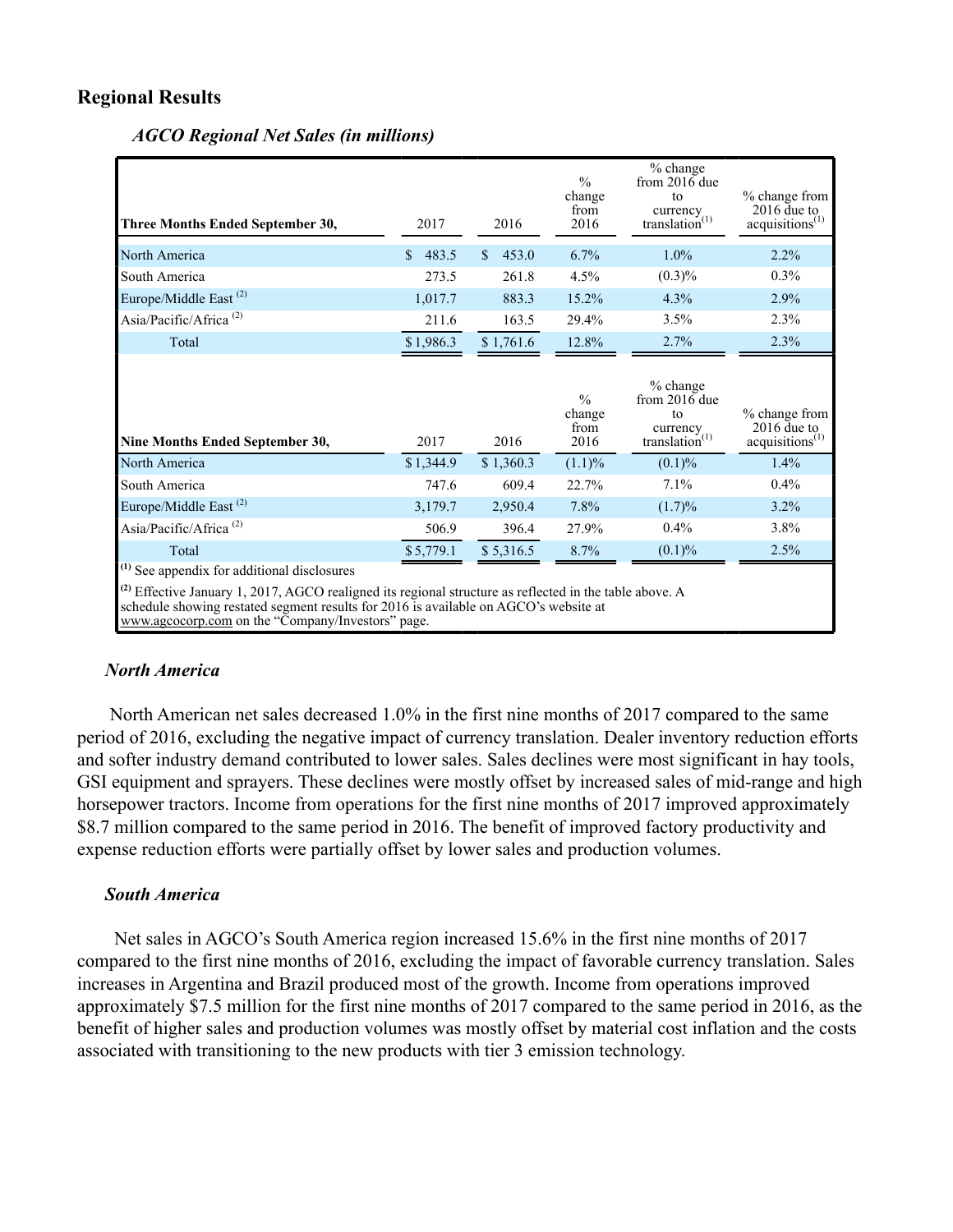## Regional Results

### *AGCO Regional Net Sales (in millions)*

| Three Months Ended September 30, | 2017 | 2016 | % change from 2016 | % change from 2016 due to currency translation[1] | % change from 2016 due to acquisitions[1] |
|---|---|---|---|---|---|
| North America | $ 483.5 | $ 453.0 | 6.7% | 1.0% | 2.2% |
| South America | 273.5 | 261.8 | 4.5% | (0.3)% | 0.3% |
| Europe/Middle East [2] | 1,017.7 | 883.3 | 15.2% | 4.3% | 2.9% |
| Asia/Pacific/Africa [2] | 211.6 | 163.5 | 29.4% | 3.5% | 2.3% |
| Total | $ 1,986.3 | $ 1,761.6 | 12.8% | 2.7% | 2.3% |

| Nine Months Ended September 30, | 2017 | 2016 | % change from 2016 | % change from 2016 due to currency translation[1] | % change from 2016 due to acquisitions[1] |
|---|---|---|---|---|---|
| North America | $ 1,344.9 | $ 1,360.3 | (1.1)% | (0.1)% | 1.4% |
| South America | 747.6 | 609.4 | 22.7% | 7.1% | 0.4% |
| Europe/Middle East [2] | 3,179.7 | 2,950.4 | 7.8% | (1.7)% | 3.2% |
| Asia/Pacific/Africa [2] | 506.9 | 396.4 | 27.9% | 0.4% | 3.8% |
| Total | $ 5,779.1 | $ 5,316.5 | 8.7% | (0.1)% | 2.5% |

[1] See appendix for additional disclosures

[2] Effective January 1, 2017, AGCO realigned its regional structure as reflected in the table above. A schedule showing restated segment results for 2016 is available on AGCO's website at www.agcocorp.com on the "Company/Investors" page.

### *North America*

North American net sales decreased 1.0% in the first nine months of 2017 compared to the same period of 2016, excluding the negative impact of currency translation. Dealer inventory reduction efforts and softer industry demand contributed to lower sales. Sales declines were most significant in hay tools, GSI equipment and sprayers. These declines were mostly offset by increased sales of mid-range and high horsepower tractors. Income from operations for the first nine months of 2017 improved approximately $8.7 million compared to the same period in 2016. The benefit of improved factory productivity and expense reduction efforts were partially offset by lower sales and production volumes.

### *South America*

Net sales in AGCO's South America region increased 15.6% in the first nine months of 2017 compared to the first nine months of 2016, excluding the impact of favorable currency translation. Sales increases in Argentina and Brazil produced most of the growth. Income from operations improved approximately $7.5 million for the first nine months of 2017 compared to the same period in 2016, as the benefit of higher sales and production volumes was mostly offset by material cost inflation and the costs associated with transitioning to the new products with tier 3 emission technology.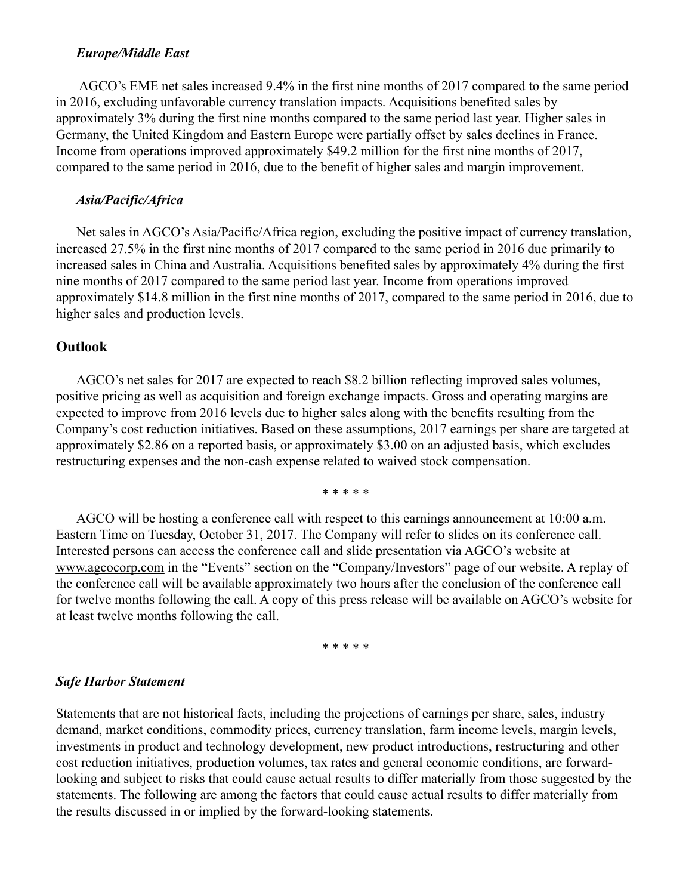### *Europe/Middle East*

AGCO's EME net sales increased 9.4% in the first nine months of 2017 compared to the same period in 2016, excluding unfavorable currency translation impacts. Acquisitions benefited sales by approximately 3% during the first nine months compared to the same period last year. Higher sales in Germany, the United Kingdom and Eastern Europe were partially offset by sales declines in France. Income from operations improved approximately $49.2 million for the first nine months of 2017, compared to the same period in 2016, due to the benefit of higher sales and margin improvement.

### *Asia/Pacific/Africa*

Net sales in AGCO's Asia/Pacific/Africa region, excluding the positive impact of currency translation, increased 27.5% in the first nine months of 2017 compared to the same period in 2016 due primarily to increased sales in China and Australia. Acquisitions benefited sales by approximately 4% during the first nine months of 2017 compared to the same period last year. Income from operations improved approximately $14.8 million in the first nine months of 2017, compared to the same period in 2016, due to higher sales and production levels.

## Outlook

AGCO's net sales for 2017 are expected to reach $8.2 billion reflecting improved sales volumes, positive pricing as well as acquisition and foreign exchange impacts. Gross and operating margins are expected to improve from 2016 levels due to higher sales along with the benefits resulting from the Company's cost reduction initiatives. Based on these assumptions, 2017 earnings per share are targeted at approximately $2.86 on a reported basis, or approximately $3.00 on an adjusted basis, which excludes restructuring expenses and the non-cash expense related to waived stock compensation.

\* \* \* \* \*

AGCO will be hosting a conference call with respect to this earnings announcement at 10:00 a.m. Eastern Time on Tuesday, October 31, 2017. The Company will refer to slides on its conference call. Interested persons can access the conference call and slide presentation via AGCO's website at www.agcocorp.com in the "Events" section on the "Company/Investors" page of our website. A replay of the conference call will be available approximately two hours after the conclusion of the conference call for twelve months following the call. A copy of this press release will be available on AGCO's website for at least twelve months following the call.

\* \* \* \* \*

### *Safe Harbor Statement*

Statements that are not historical facts, including the projections of earnings per share, sales, industry demand, market conditions, commodity prices, currency translation, farm income levels, margin levels, investments in product and technology development, new product introductions, restructuring and other cost reduction initiatives, production volumes, tax rates and general economic conditions, are forward-looking and subject to risks that could cause actual results to differ materially from those suggested by the statements. The following are among the factors that could cause actual results to differ materially from the results discussed in or implied by the forward-looking statements.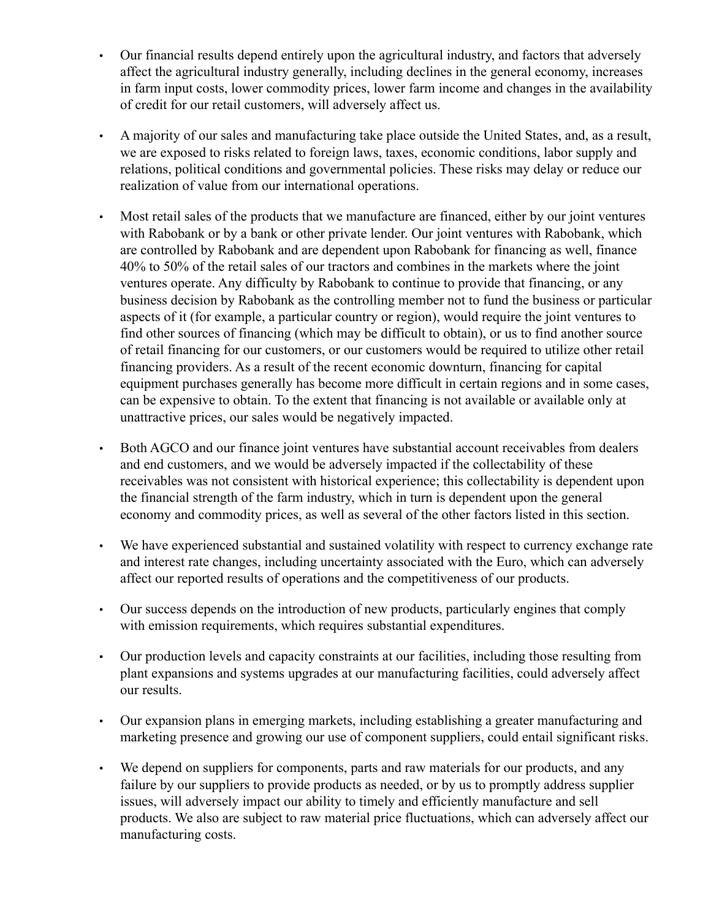- Our financial results depend entirely upon the agricultural industry, and factors that adversely affect the agricultural industry generally, including declines in the general economy, increases in farm input costs, lower commodity prices, lower farm income and changes in the availability of credit for our retail customers, will adversely affect us.

- A majority of our sales and manufacturing take place outside the United States, and, as a result, we are exposed to risks related to foreign laws, taxes, economic conditions, labor supply and relations, political conditions and governmental policies. These risks may delay or reduce our realization of value from our international operations.

- Most retail sales of the products that we manufacture are financed, either by our joint ventures with Rabobank or by a bank or other private lender. Our joint ventures with Rabobank, which are controlled by Rabobank and are dependent upon Rabobank for financing as well, finance 40% to 50% of the retail sales of our tractors and combines in the markets where the joint ventures operate. Any difficulty by Rabobank to continue to provide that financing, or any business decision by Rabobank as the controlling member not to fund the business or particular aspects of it (for example, a particular country or region), would require the joint ventures to find other sources of financing (which may be difficult to obtain), or us to find another source of retail financing for our customers, or our customers would be required to utilize other retail financing providers. As a result of the recent economic downturn, financing for capital equipment purchases generally has become more difficult in certain regions and in some cases, can be expensive to obtain. To the extent that financing is not available or available only at unattractive prices, our sales would be negatively impacted.

- Both AGCO and our finance joint ventures have substantial account receivables from dealers and end customers, and we would be adversely impacted if the collectability of these receivables was not consistent with historical experience; this collectability is dependent upon the financial strength of the farm industry, which in turn is dependent upon the general economy and commodity prices, as well as several of the other factors listed in this section.

- We have experienced substantial and sustained volatility with respect to currency exchange rate and interest rate changes, including uncertainty associated with the Euro, which can adversely affect our reported results of operations and the competitiveness of our products.

- Our success depends on the introduction of new products, particularly engines that comply with emission requirements, which requires substantial expenditures.

- Our production levels and capacity constraints at our facilities, including those resulting from plant expansions and systems upgrades at our manufacturing facilities, could adversely affect our results.

- Our expansion plans in emerging markets, including establishing a greater manufacturing and marketing presence and growing our use of component suppliers, could entail significant risks.

- We depend on suppliers for components, parts and raw materials for our products, and any failure by our suppliers to provide products as needed, or by us to promptly address supplier issues, will adversely impact our ability to timely and efficiently manufacture and sell products. We also are subject to raw material price fluctuations, which can adversely affect our manufacturing costs.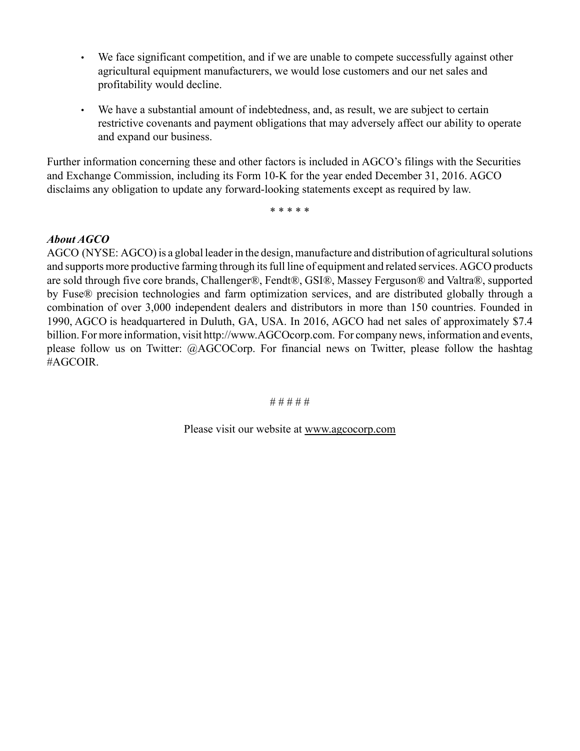- We face significant competition, and if we are unable to compete successfully against other agricultural equipment manufacturers, we would lose customers and our net sales and profitability would decline.
- We have a substantial amount of indebtedness, and, as result, we are subject to certain restrictive covenants and payment obligations that may adversely affect our ability to operate and expand our business.

Further information concerning these and other factors is included in AGCO's filings with the Securities and Exchange Commission, including its Form 10-K for the year ended December 31, 2016. AGCO disclaims any obligation to update any forward-looking statements except as required by law.

\* \* \* \* \*

***About AGCO***

AGCO (NYSE: AGCO) is a global leader in the design, manufacture and distribution of agricultural solutions and supports more productive farming through its full line of equipment and related services. AGCO products are sold through five core brands, Challenger®, Fendt®, GSI®, Massey Ferguson® and Valtra®, supported by Fuse® precision technologies and farm optimization services, and are distributed globally through a combination of over 3,000 independent dealers and distributors in more than 150 countries. Founded in 1990, AGCO is headquartered in Duluth, GA, USA. In 2016, AGCO had net sales of approximately $7.4 billion. For more information, visit http://www.AGCOcorp.com. For company news, information and events, please follow us on Twitter: @AGCOCorp. For financial news on Twitter, please follow the hashtag #AGCOIR.

# # # # #

Please visit our website at www.agcocorp.com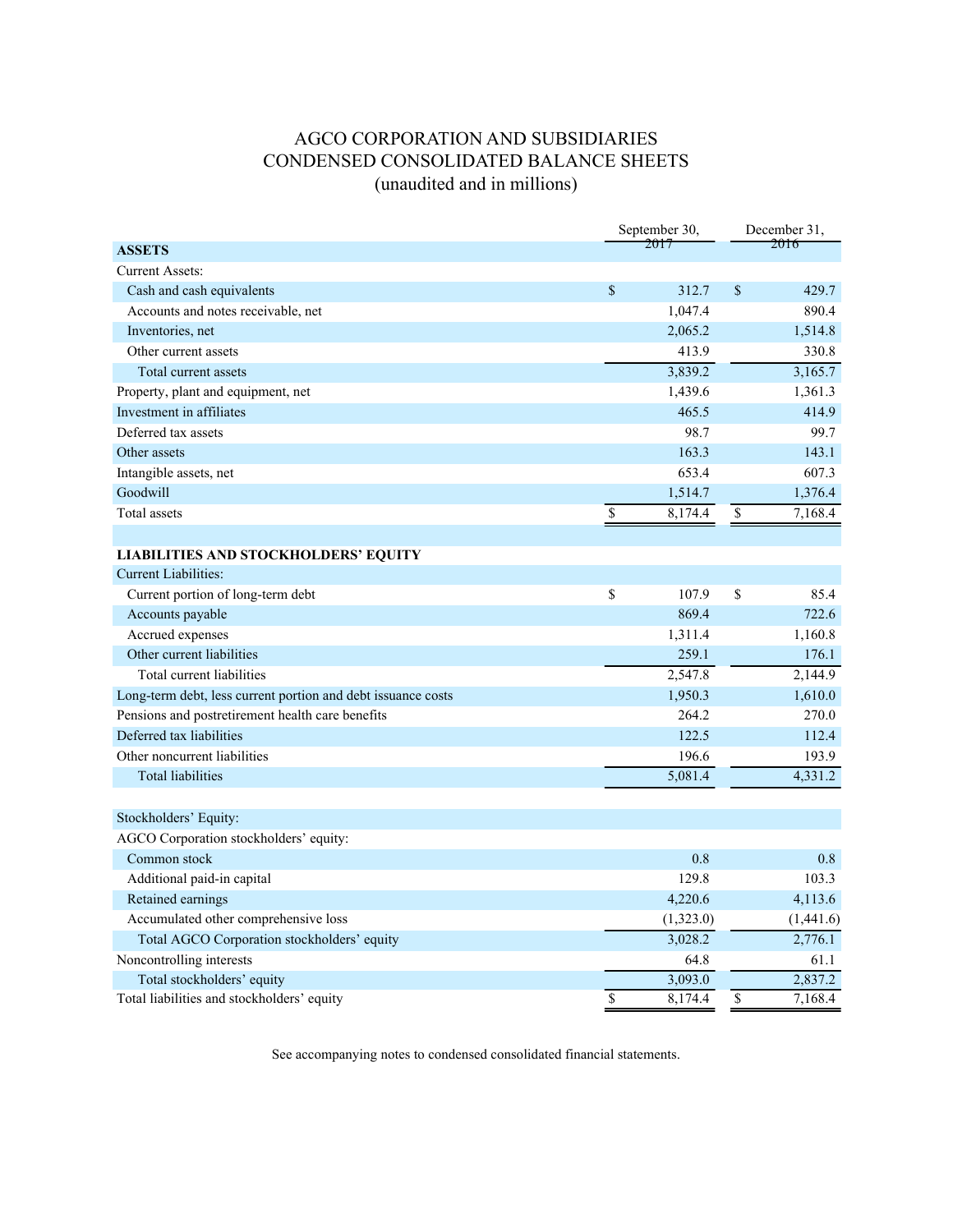# AGCO CORPORATION AND SUBSIDIARIES
# CONDENSED CONSOLIDATED BALANCE SHEETS
## (unaudited and in millions)

| | September 30, 2017 | December 31, 2016 |
|---|---|---|
| **ASSETS** | | |
| Current Assets: | | |
| Cash and cash equivalents | $ 312.7 | $ 429.7 |
| Accounts and notes receivable, net | 1,047.4 | 890.4 |
| Inventories, net | 2,065.2 | 1,514.8 |
| Other current assets | 413.9 | 330.8 |
| Total current assets | 3,839.2 | 3,165.7 |
| Property, plant and equipment, net | 1,439.6 | 1,361.3 |
| Investment in affiliates | 465.5 | 414.9 |
| Deferred tax assets | 98.7 | 99.7 |
| Other assets | 163.3 | 143.1 |
| Intangible assets, net | 653.4 | 607.3 |
| Goodwill | 1,514.7 | 1,376.4 |
| Total assets | $ 8,174.4 | $ 7,168.4 |
| | | |
| **LIABILITIES AND STOCKHOLDERS' EQUITY** | | |
| Current Liabilities: | | |
| Current portion of long-term debt | $ 107.9 | $ 85.4 |
| Accounts payable | 869.4 | 722.6 |
| Accrued expenses | 1,311.4 | 1,160.8 |
| Other current liabilities | 259.1 | 176.1 |
| Total current liabilities | 2,547.8 | 2,144.9 |
| Long-term debt, less current portion and debt issuance costs | 1,950.3 | 1,610.0 |
| Pensions and postretirement health care benefits | 264.2 | 270.0 |
| Deferred tax liabilities | 122.5 | 112.4 |
| Other noncurrent liabilities | 196.6 | 193.9 |
| Total liabilities | 5,081.4 | 4,331.2 |
| | | |
| Stockholders' Equity: | | |
| AGCO Corporation stockholders' equity: | | |
| Common stock | 0.8 | 0.8 |
| Additional paid-in capital | 129.8 | 103.3 |
| Retained earnings | 4,220.6 | 4,113.6 |
| Accumulated other comprehensive loss | (1,323.0) | (1,441.6) |
| Total AGCO Corporation stockholders' equity | 3,028.2 | 2,776.1 |
| Noncontrolling interests | 64.8 | 61.1 |
| Total stockholders' equity | 3,093.0 | 2,837.2 |
| Total liabilities and stockholders' equity | $ 8,174.4 | $ 7,168.4 |

See accompanying notes to condensed consolidated financial statements.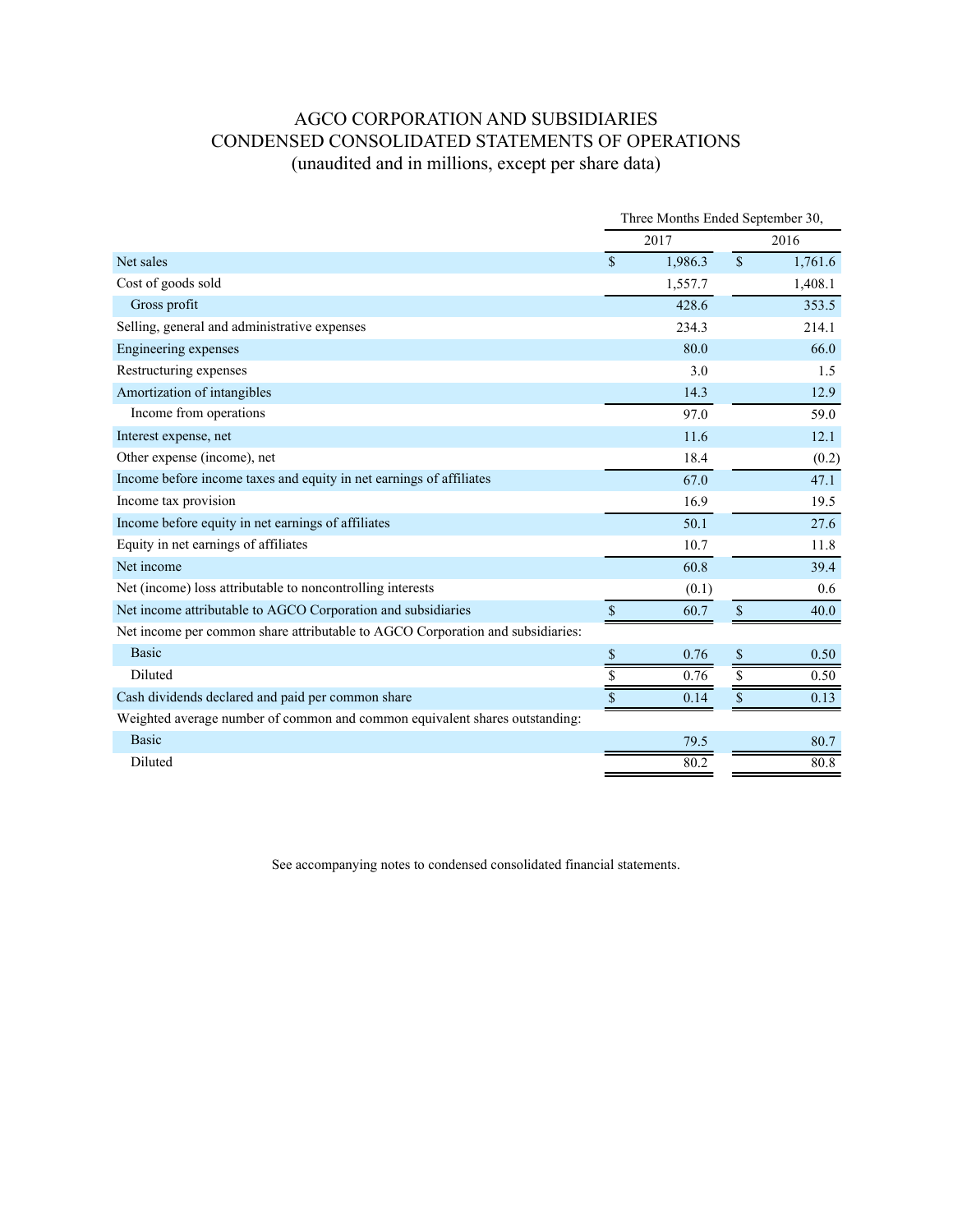# AGCO CORPORATION AND SUBSIDIARIES
## CONDENSED CONSOLIDATED STATEMENTS OF OPERATIONS
### (unaudited and in millions, except per share data)

| | Three Months Ended September 30, | |
|---|---|---|
| | 2017 | 2016 |
| Net sales | $ 1,986.3 | $ 1,761.6 |
| Cost of goods sold | 1,557.7 | 1,408.1 |
| Gross profit | 428.6 | 353.5 |
| Selling, general and administrative expenses | 234.3 | 214.1 |
| Engineering expenses | 80.0 | 66.0 |
| Restructuring expenses | 3.0 | 1.5 |
| Amortization of intangibles | 14.3 | 12.9 |
| Income from operations | 97.0 | 59.0 |
| Interest expense, net | 11.6 | 12.1 |
| Other expense (income), net | 18.4 | (0.2) |
| Income before income taxes and equity in net earnings of affiliates | 67.0 | 47.1 |
| Income tax provision | 16.9 | 19.5 |
| Income before equity in net earnings of affiliates | 50.1 | 27.6 |
| Equity in net earnings of affiliates | 10.7 | 11.8 |
| Net income | 60.8 | 39.4 |
| Net (income) loss attributable to noncontrolling interests | (0.1) | 0.6 |
| Net income attributable to AGCO Corporation and subsidiaries | $ 60.7 | $ 40.0 |
| Net income per common share attributable to AGCO Corporation and subsidiaries: | | |
| Basic | $ 0.76 | $ 0.50 |
| Diluted | $ 0.76 | $ 0.50 |
| Cash dividends declared and paid per common share | $ 0.14 | $ 0.13 |
| Weighted average number of common and common equivalent shares outstanding: | | |
| Basic | 79.5 | 80.7 |
| Diluted | 80.2 | 80.8 |

See accompanying notes to condensed consolidated financial statements.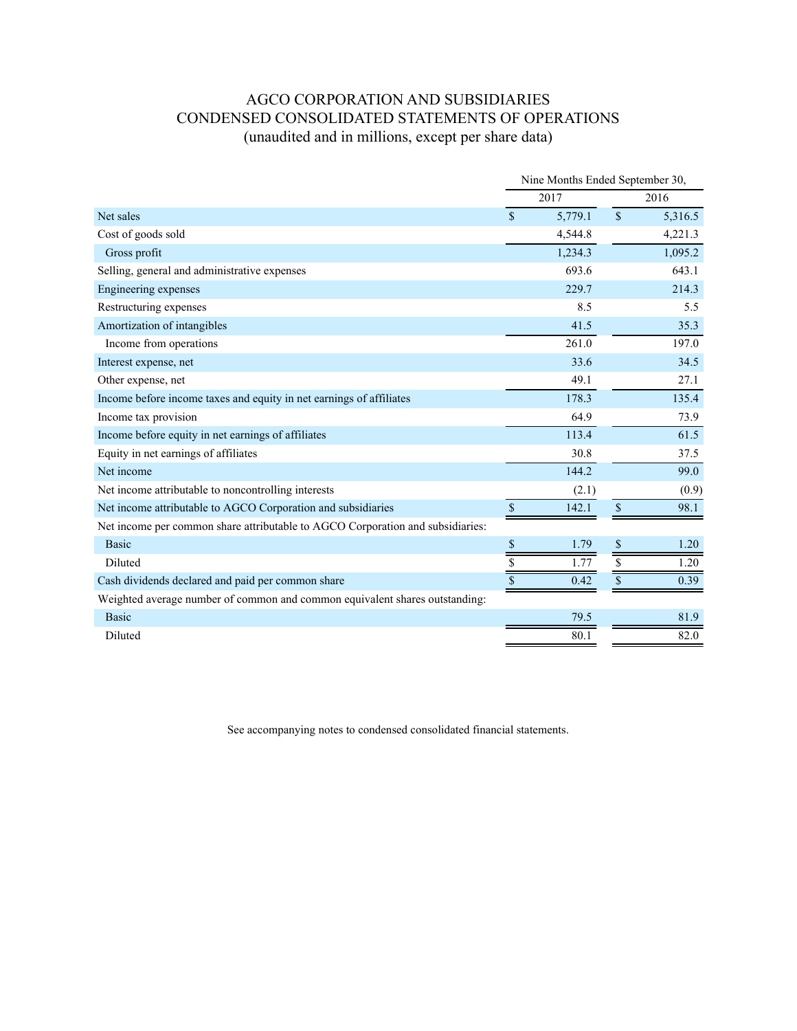# AGCO CORPORATION AND SUBSIDIARIES
# CONDENSED CONSOLIDATED STATEMENTS OF OPERATIONS
### (unaudited and in millions, except per share data)

| | Nine Months Ended September 30, | |
|---|---|---|
| | 2017 | 2016 |
| Net sales | $ 5,779.1 | $ 5,316.5 |
| Cost of goods sold | 4,544.8 | 4,221.3 |
| Gross profit | 1,234.3 | 1,095.2 |
| Selling, general and administrative expenses | 693.6 | 643.1 |
| Engineering expenses | 229.7 | 214.3 |
| Restructuring expenses | 8.5 | 5.5 |
| Amortization of intangibles | 41.5 | 35.3 |
| Income from operations | 261.0 | 197.0 |
| Interest expense, net | 33.6 | 34.5 |
| Other expense, net | 49.1 | 27.1 |
| Income before income taxes and equity in net earnings of affiliates | 178.3 | 135.4 |
| Income tax provision | 64.9 | 73.9 |
| Income before equity in net earnings of affiliates | 113.4 | 61.5 |
| Equity in net earnings of affiliates | 30.8 | 37.5 |
| Net income | 144.2 | 99.0 |
| Net income attributable to noncontrolling interests | (2.1) | (0.9) |
| Net income attributable to AGCO Corporation and subsidiaries | $ 142.1 | $ 98.1 |
| Net income per common share attributable to AGCO Corporation and subsidiaries: | | |
| Basic | $ 1.79 | $ 1.20 |
| Diluted | $ 1.77 | $ 1.20 |
| Cash dividends declared and paid per common share | $ 0.42 | $ 0.39 |
| Weighted average number of common and common equivalent shares outstanding: | | |
| Basic | 79.5 | 81.9 |
| Diluted | 80.1 | 82.0 |

See accompanying notes to condensed consolidated financial statements.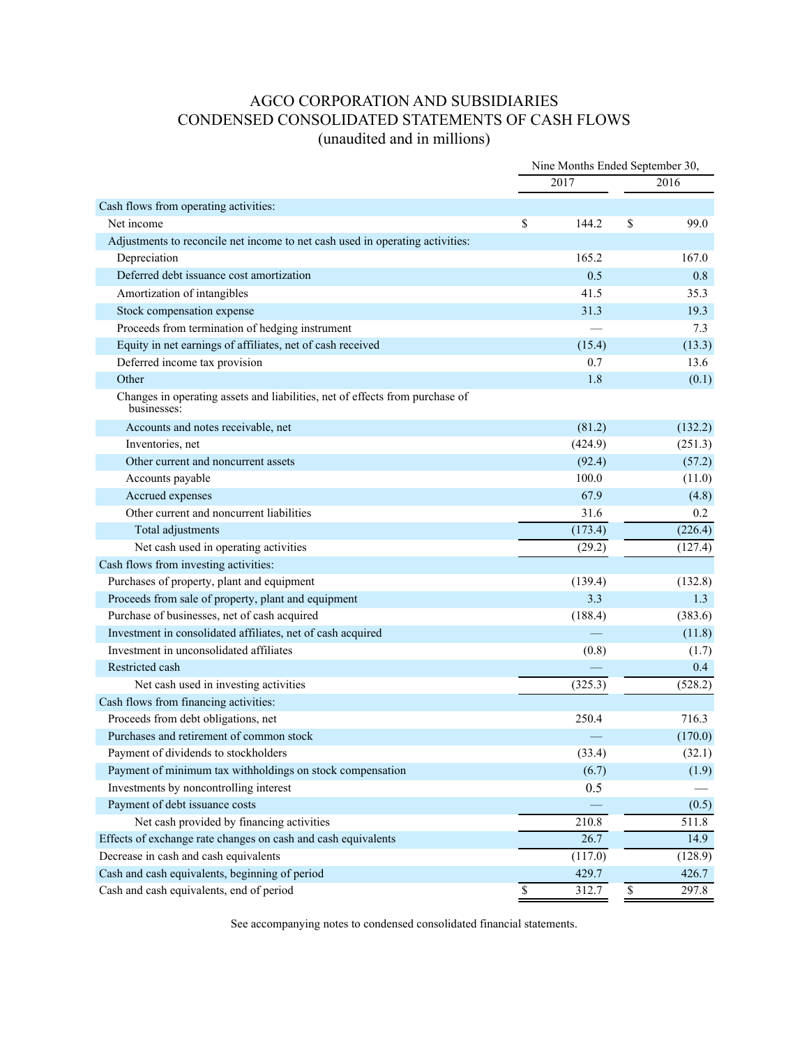# AGCO CORPORATION AND SUBSIDIARIES
## CONDENSED CONSOLIDATED STATEMENTS OF CASH FLOWS
### (unaudited and in millions)

| | Nine Months Ended September 30, | |
|---|---|---|
| | 2017 | 2016 |
| Cash flows from operating activities: | | |
| Net income | $ 144.2 | $ 99.0 |
| Adjustments to reconcile net income to net cash used in operating activities: | | |
| Depreciation | 165.2 | 167.0 |
| Deferred debt issuance cost amortization | 0.5 | 0.8 |
| Amortization of intangibles | 41.5 | 35.3 |
| Stock compensation expense | 31.3 | 19.3 |
| Proceeds from termination of hedging instrument | — | 7.3 |
| Equity in net earnings of affiliates, net of cash received | (15.4) | (13.3) |
| Deferred income tax provision | 0.7 | 13.6 |
| Other | 1.8 | (0.1) |
| Changes in operating assets and liabilities, net of effects from purchase of businesses: | | |
| Accounts and notes receivable, net | (81.2) | (132.2) |
| Inventories, net | (424.9) | (251.3) |
| Other current and noncurrent assets | (92.4) | (57.2) |
| Accounts payable | 100.0 | (11.0) |
| Accrued expenses | 67.9 | (4.8) |
| Other current and noncurrent liabilities | 31.6 | 0.2 |
| Total adjustments | (173.4) | (226.4) |
| Net cash used in operating activities | (29.2) | (127.4) |
| Cash flows from investing activities: | | |
| Purchases of property, plant and equipment | (139.4) | (132.8) |
| Proceeds from sale of property, plant and equipment | 3.3 | 1.3 |
| Purchase of businesses, net of cash acquired | (188.4) | (383.6) |
| Investment in consolidated affiliates, net of cash acquired | — | (11.8) |
| Investment in unconsolidated affiliates | (0.8) | (1.7) |
| Restricted cash | — | 0.4 |
| Net cash used in investing activities | (325.3) | (528.2) |
| Cash flows from financing activities: | | |
| Proceeds from debt obligations, net | 250.4 | 716.3 |
| Purchases and retirement of common stock | — | (170.0) |
| Payment of dividends to stockholders | (33.4) | (32.1) |
| Payment of minimum tax withholdings on stock compensation | (6.7) | (1.9) |
| Investments by noncontrolling interest | 0.5 | — |
| Payment of debt issuance costs | — | (0.5) |
| Net cash provided by financing activities | 210.8 | 511.8 |
| Effects of exchange rate changes on cash and cash equivalents | 26.7 | 14.9 |
| Decrease in cash and cash equivalents | (117.0) | (128.9) |
| Cash and cash equivalents, beginning of period | 429.7 | 426.7 |
| Cash and cash equivalents, end of period | $ 312.7 | $ 297.8 |

See accompanying notes to condensed consolidated financial statements.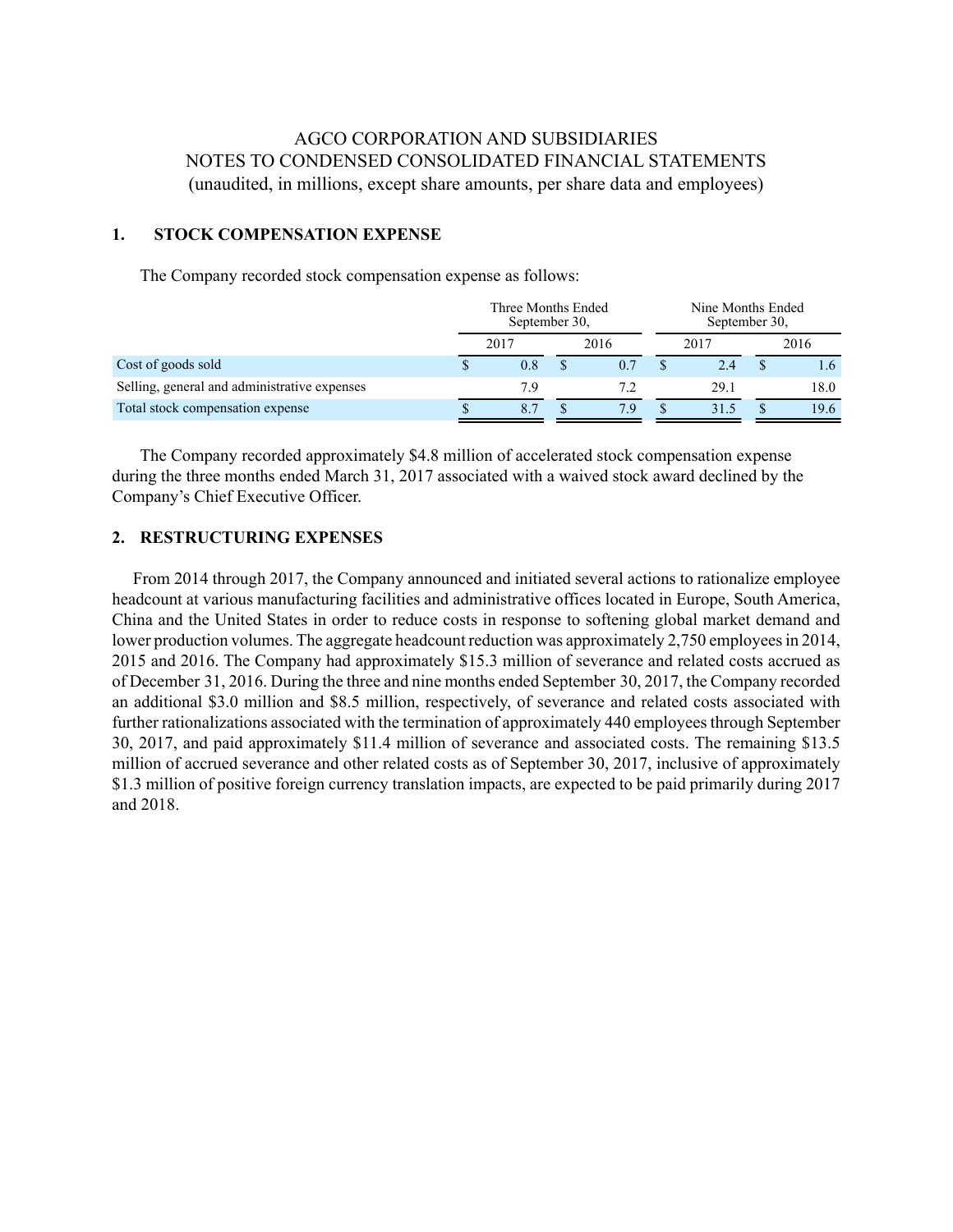AGCO CORPORATION AND SUBSIDIARIES
NOTES TO CONDENSED CONSOLIDATED FINANCIAL STATEMENTS
(unaudited, in millions, except share amounts, per share data and employees)

## 1. STOCK COMPENSATION EXPENSE

The Company recorded stock compensation expense as follows:

| | Three Months Ended September 30, | | Nine Months Ended September 30, | |
|---|---|---|---|---|
| | 2017 | 2016 | 2017 | 2016 |
| Cost of goods sold | $ 0.8 | $ 0.7 | $ 2.4 | $ 1.6 |
| Selling, general and administrative expenses | 7.9 | 7.2 | 29.1 | 18.0 |
| Total stock compensation expense | $ 8.7 | $ 7.9 | $ 31.5 | $ 19.6 |

The Company recorded approximately $4.8 million of accelerated stock compensation expense during the three months ended March 31, 2017 associated with a waived stock award declined by the Company's Chief Executive Officer.

## 2. RESTRUCTURING EXPENSES

From 2014 through 2017, the Company announced and initiated several actions to rationalize employee headcount at various manufacturing facilities and administrative offices located in Europe, South America, China and the United States in order to reduce costs in response to softening global market demand and lower production volumes. The aggregate headcount reduction was approximately 2,750 employees in 2014, 2015 and 2016. The Company had approximately $15.3 million of severance and related costs accrued as of December 31, 2016. During the three and nine months ended September 30, 2017, the Company recorded an additional $3.0 million and $8.5 million, respectively, of severance and related costs associated with further rationalizations associated with the termination of approximately 440 employees through September 30, 2017, and paid approximately $11.4 million of severance and associated costs. The remaining $13.5 million of accrued severance and other related costs as of September 30, 2017, inclusive of approximately $1.3 million of positive foreign currency translation impacts, are expected to be paid primarily during 2017 and 2018.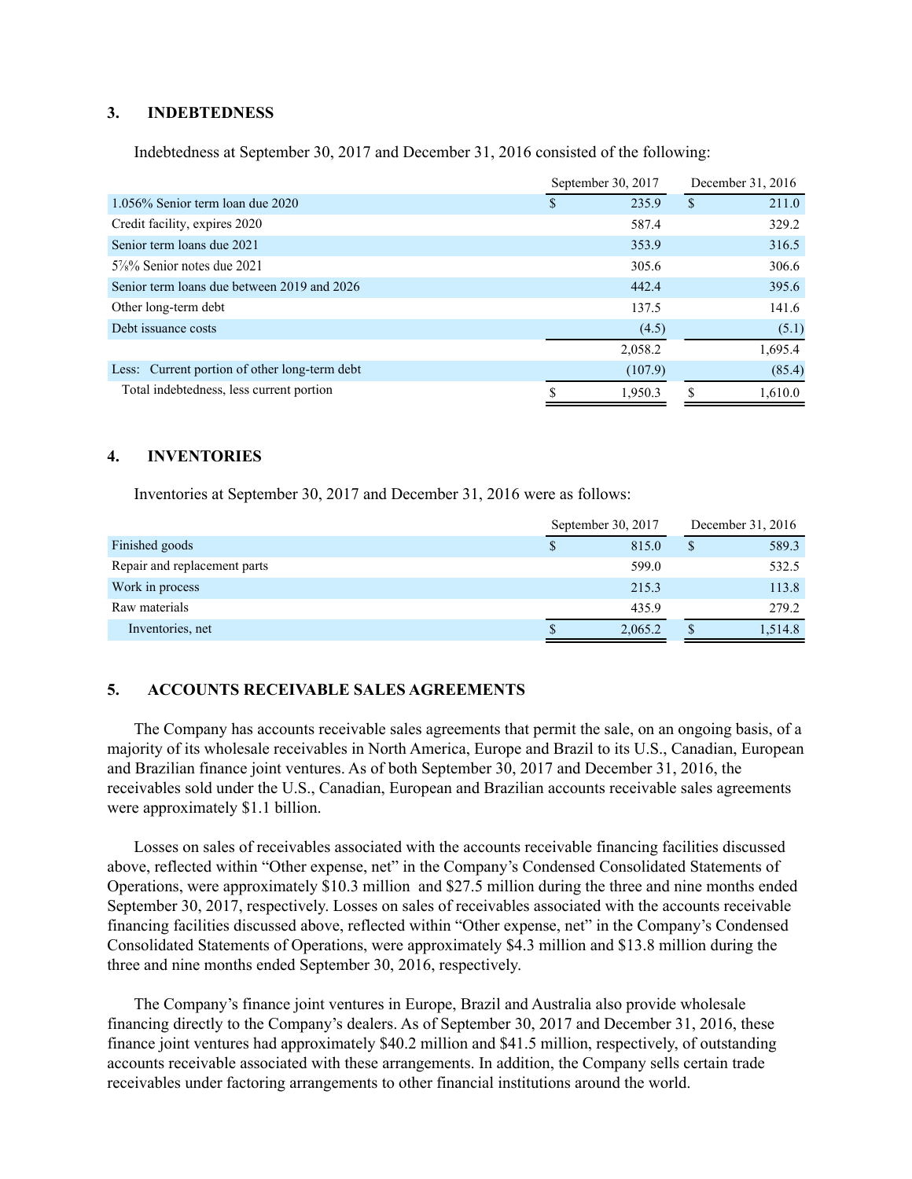## 3. INDEBTEDNESS

Indebtedness at September 30, 2017 and December 31, 2016 consisted of the following:

| | September 30, 2017 | December 31, 2016 |
|---|---|---|
| 1.056% Senior term loan due 2020 | $ 235.9 | $ 211.0 |
| Credit facility, expires 2020 | 587.4 | 329.2 |
| Senior term loans due 2021 | 353.9 | 316.5 |
| 5⅞% Senior notes due 2021 | 305.6 | 306.6 |
| Senior term loans due between 2019 and 2026 | 442.4 | 395.6 |
| Other long-term debt | 137.5 | 141.6 |
| Debt issuance costs | (4.5) | (5.1) |
| | 2,058.2 | 1,695.4 |
| Less: Current portion of other long-term debt | (107.9) | (85.4) |
| Total indebtedness, less current portion | $ 1,950.3 | $ 1,610.0 |

## 4. INVENTORIES

Inventories at September 30, 2017 and December 31, 2016 were as follows:

| | September 30, 2017 | December 31, 2016 |
|---|---|---|
| Finished goods | $ 815.0 | $ 589.3 |
| Repair and replacement parts | 599.0 | 532.5 |
| Work in process | 215.3 | 113.8 |
| Raw materials | 435.9 | 279.2 |
| Inventories, net | $ 2,065.2 | $ 1,514.8 |

## 5. ACCOUNTS RECEIVABLE SALES AGREEMENTS

The Company has accounts receivable sales agreements that permit the sale, on an ongoing basis, of a majority of its wholesale receivables in North America, Europe and Brazil to its U.S., Canadian, European and Brazilian finance joint ventures. As of both September 30, 2017 and December 31, 2016, the receivables sold under the U.S., Canadian, European and Brazilian accounts receivable sales agreements were approximately $1.1 billion.

Losses on sales of receivables associated with the accounts receivable financing facilities discussed above, reflected within "Other expense, net" in the Company's Condensed Consolidated Statements of Operations, were approximately $10.3 million and $27.5 million during the three and nine months ended September 30, 2017, respectively. Losses on sales of receivables associated with the accounts receivable financing facilities discussed above, reflected within "Other expense, net" in the Company's Condensed Consolidated Statements of Operations, were approximately $4.3 million and $13.8 million during the three and nine months ended September 30, 2016, respectively.

The Company's finance joint ventures in Europe, Brazil and Australia also provide wholesale financing directly to the Company's dealers. As of September 30, 2017 and December 31, 2016, these finance joint ventures had approximately $40.2 million and $41.5 million, respectively, of outstanding accounts receivable associated with these arrangements. In addition, the Company sells certain trade receivables under factoring arrangements to other financial institutions around the world.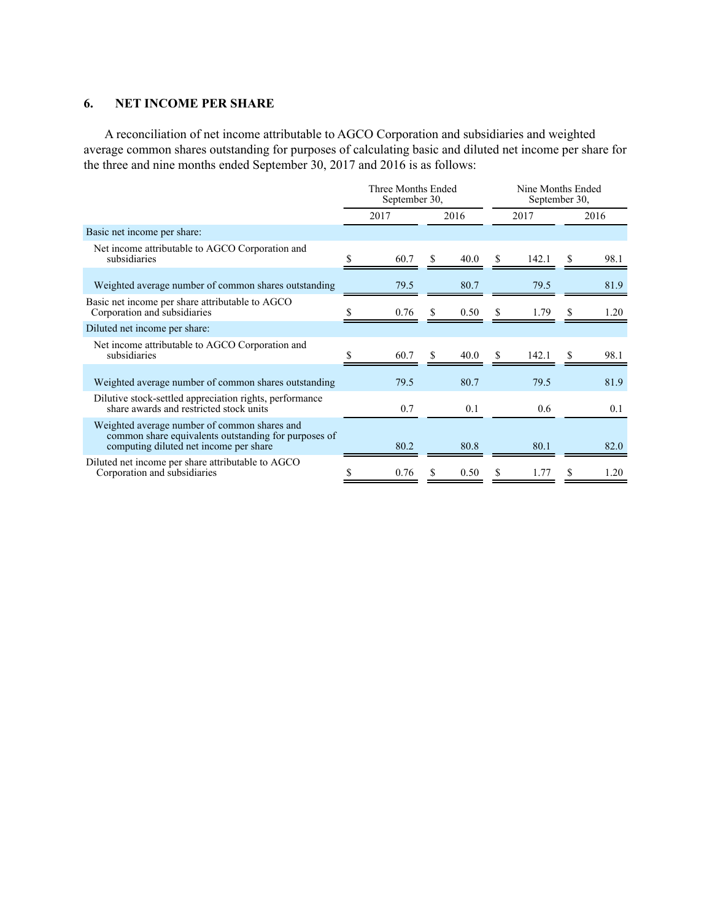## 6. NET INCOME PER SHARE

A reconciliation of net income attributable to AGCO Corporation and subsidiaries and weighted average common shares outstanding for purposes of calculating basic and diluted net income per share for the three and nine months ended September 30, 2017 and 2016 is as follows:

| | Three Months Ended September 30, | | Nine Months Ended September 30, | |
|---|---|---|---|---|
| | 2017 | 2016 | 2017 | 2016 |
| Basic net income per share: | | | | |
| Net income attributable to AGCO Corporation and subsidiaries | $ 60.7 | $ 40.0 | $ 142.1 | $ 98.1 |
| Weighted average number of common shares outstanding | 79.5 | 80.7 | 79.5 | 81.9 |
| Basic net income per share attributable to AGCO Corporation and subsidiaries | $ 0.76 | $ 0.50 | $ 1.79 | $ 1.20 |
| Diluted net income per share: | | | | |
| Net income attributable to AGCO Corporation and subsidiaries | $ 60.7 | $ 40.0 | $ 142.1 | $ 98.1 |
| Weighted average number of common shares outstanding | 79.5 | 80.7 | 79.5 | 81.9 |
| Dilutive stock-settled appreciation rights, performance share awards and restricted stock units | 0.7 | 0.1 | 0.6 | 0.1 |
| Weighted average number of common shares and common share equivalents outstanding for purposes of computing diluted net income per share | 80.2 | 80.8 | 80.1 | 82.0 |
| Diluted net income per share attributable to AGCO Corporation and subsidiaries | $ 0.76 | $ 0.50 | $ 1.77 | $ 1.20 |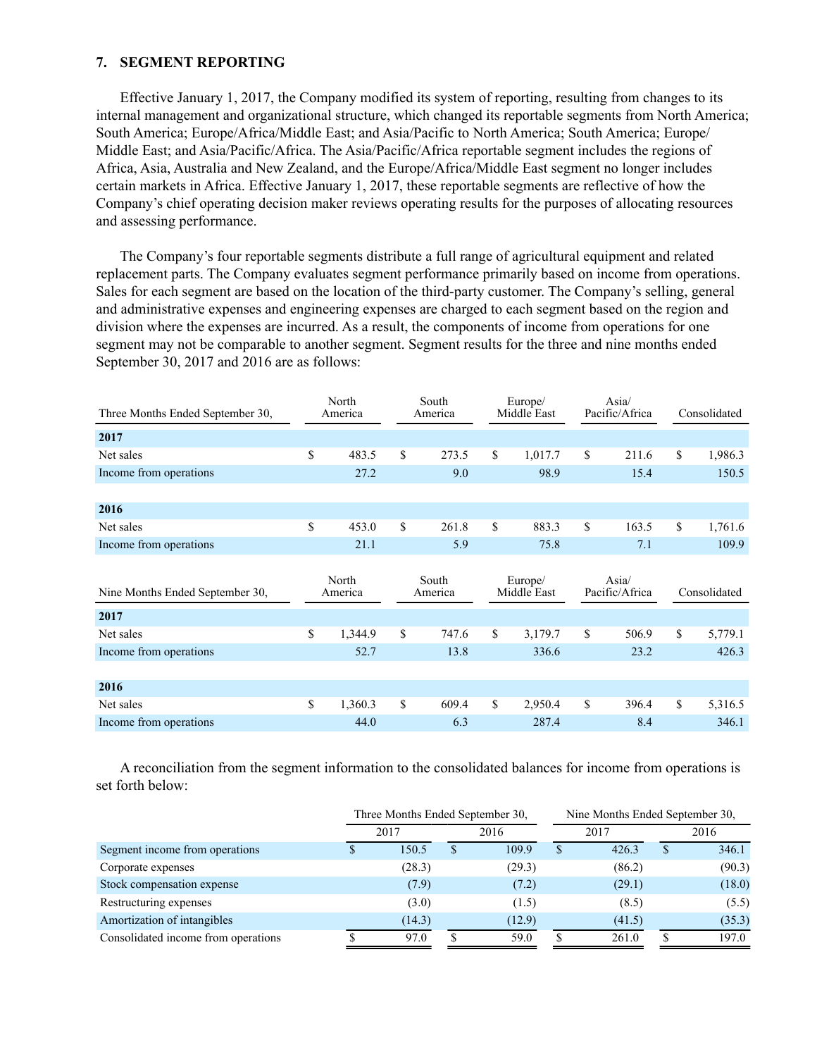## 7. SEGMENT REPORTING

Effective January 1, 2017, the Company modified its system of reporting, resulting from changes to its internal management and organizational structure, which changed its reportable segments from North America; South America; Europe/Africa/Middle East; and Asia/Pacific to North America; South America; Europe/Middle East; and Asia/Pacific/Africa. The Asia/Pacific/Africa reportable segment includes the regions of Africa, Asia, Australia and New Zealand, and the Europe/Africa/Middle East segment no longer includes certain markets in Africa. Effective January 1, 2017, these reportable segments are reflective of how the Company's chief operating decision maker reviews operating results for the purposes of allocating resources and assessing performance.

The Company's four reportable segments distribute a full range of agricultural equipment and related replacement parts. The Company evaluates segment performance primarily based on income from operations. Sales for each segment are based on the location of the third-party customer. The Company's selling, general and administrative expenses and engineering expenses are charged to each segment based on the region and division where the expenses are incurred. As a result, the components of income from operations for one segment may not be comparable to another segment. Segment results for the three and nine months ended September 30, 2017 and 2016 are as follows:

| Three Months Ended September 30, | North America | South America | Europe/ Middle East | Asia/ Pacific/Africa | Consolidated |
|---|---|---|---|---|---|
| **2017** | | | | | |
| Net sales | $ 483.5 | $ 273.5 | $ 1,017.7 | $ 211.6 | $ 1,986.3 |
| Income from operations | 27.2 | 9.0 | 98.9 | 15.4 | 150.5 |
| **2016** | | | | | |
| Net sales | $ 453.0 | $ 261.8 | $ 883.3 | $ 163.5 | $ 1,761.6 |
| Income from operations | 21.1 | 5.9 | 75.8 | 7.1 | 109.9 |

| Nine Months Ended September 30, | North America | South America | Europe/ Middle East | Asia/ Pacific/Africa | Consolidated |
|---|---|---|---|---|---|
| **2017** | | | | | |
| Net sales | $ 1,344.9 | $ 747.6 | $ 3,179.7 | $ 506.9 | $ 5,779.1 |
| Income from operations | 52.7 | 13.8 | 336.6 | 23.2 | 426.3 |
| **2016** | | | | | |
| Net sales | $ 1,360.3 | $ 609.4 | $ 2,950.4 | $ 396.4 | $ 5,316.5 |
| Income from operations | 44.0 | 6.3 | 287.4 | 8.4 | 346.1 |

A reconciliation from the segment information to the consolidated balances for income from operations is set forth below:

| | Three Months Ended September 30, | | Nine Months Ended September 30, | |
|---|---|---|---|---|
| | 2017 | 2016 | 2017 | 2016 |
| Segment income from operations | $ 150.5 | $ 109.9 | $ 426.3 | $ 346.1 |
| Corporate expenses | (28.3) | (29.3) | (86.2) | (90.3) |
| Stock compensation expense | (7.9) | (7.2) | (29.1) | (18.0) |
| Restructuring expenses | (3.0) | (1.5) | (8.5) | (5.5) |
| Amortization of intangibles | (14.3) | (12.9) | (41.5) | (35.3) |
| Consolidated income from operations | $ 97.0 | $ 59.0 | $ 261.0 | $ 197.0 |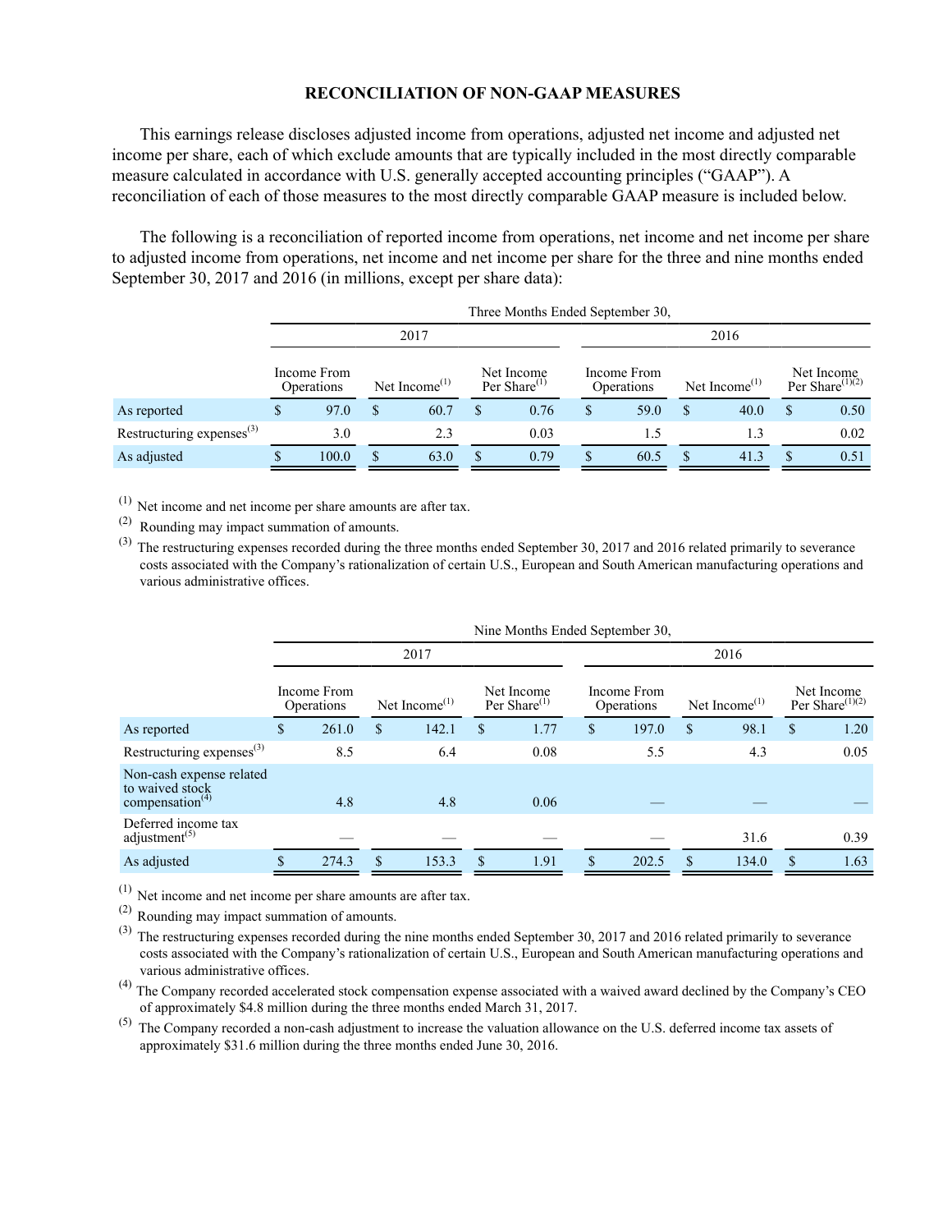## RECONCILIATION OF NON-GAAP MEASURES

This earnings release discloses adjusted income from operations, adjusted net income and adjusted net income per share, each of which exclude amounts that are typically included in the most directly comparable measure calculated in accordance with U.S. generally accepted accounting principles ("GAAP"). A reconciliation of each of those measures to the most directly comparable GAAP measure is included below.

The following is a reconciliation of reported income from operations, net income and net income per share to adjusted income from operations, net income and net income per share for the three and nine months ended September 30, 2017 and 2016 (in millions, except per share data):

| | Three Months Ended September 30, | | | | | |
|---|---|---|---|---|---|---|
| | 2017 | | | 2016 | | |
| | Income From Operations | Net Income[1] | Net Income Per Share[1] | Income From Operations | Net Income[1] | Net Income Per Share[1][2] |
| As reported | $ 97.0 | $ 60.7 | $ 0.76 | $ 59.0 | $ 40.0 | $ 0.50 |
| Restructuring expenses[3] | 3.0 | 2.3 | 0.03 | 1.5 | 1.3 | 0.02 |
| As adjusted | $ 100.0 | $ 63.0 | $ 0.79 | $ 60.5 | $ 41.3 | $ 0.51 |

[1] Net income and net income per share amounts are after tax.

[2] Rounding may impact summation of amounts.

[3] The restructuring expenses recorded during the three months ended September 30, 2017 and 2016 related primarily to severance costs associated with the Company's rationalization of certain U.S., European and South American manufacturing operations and various administrative offices.

| | Nine Months Ended September 30, | | | | | |
|---|---|---|---|---|---|---|
| | 2017 | | | 2016 | | |
| | Income From Operations | Net Income[1] | Net Income Per Share[1] | Income From Operations | Net Income[1] | Net Income Per Share[1][2] |
| As reported | $ 261.0 | $ 142.1 | $ 1.77 | $ 197.0 | $ 98.1 | $ 1.20 |
| Restructuring expenses[3] | 8.5 | 6.4 | 0.08 | 5.5 | 4.3 | 0.05 |
| Non-cash expense related to waived stock compensation[4] | 4.8 | 4.8 | 0.06 | — | — | — |
| Deferred income tax adjustment[5] | — | — | — | — | 31.6 | 0.39 |
| As adjusted | $ 274.3 | $ 153.3 | $ 1.91 | $ 202.5 | $ 134.0 | $ 1.63 |

[1] Net income and net income per share amounts are after tax.

[2] Rounding may impact summation of amounts.

[3] The restructuring expenses recorded during the nine months ended September 30, 2017 and 2016 related primarily to severance costs associated with the Company's rationalization of certain U.S., European and South American manufacturing operations and various administrative offices.

[4] The Company recorded accelerated stock compensation expense associated with a waived award declined by the Company's CEO of approximately $4.8 million during the three months ended March 31, 2017.

[5] The Company recorded a non-cash adjustment to increase the valuation allowance on the U.S. deferred income tax assets of approximately $31.6 million during the three months ended June 30, 2016.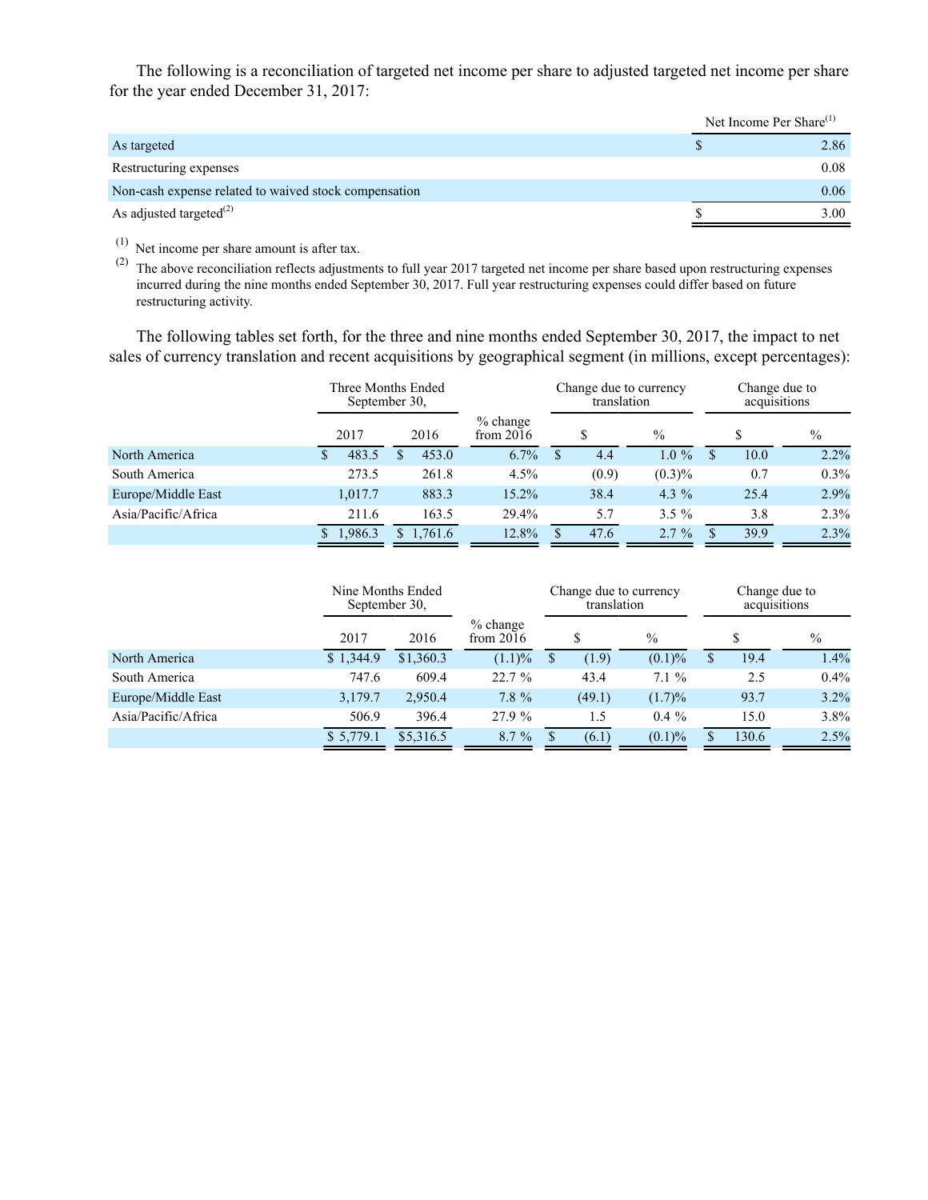The following is a reconciliation of targeted net income per share to adjusted targeted net income per share for the year ended December 31, 2017:

| | Net Income Per Share[(1)] |
|---|---|
| As targeted | $ 2.86 |
| Restructuring expenses | 0.08 |
| Non-cash expense related to waived stock compensation | 0.06 |
| As adjusted targeted[(2)] | $ 3.00 |

(1) Net income per share amount is after tax.

(2) The above reconciliation reflects adjustments to full year 2017 targeted net income per share based upon restructuring expenses incurred during the nine months ended September 30, 2017. Full year restructuring expenses could differ based on future restructuring activity.

The following tables set forth, for the three and nine months ended September 30, 2017, the impact to net sales of currency translation and recent acquisitions by geographical segment (in millions, except percentages):

| | Three Months Ended September 30, | | | Change due to currency translation | | Change due to acquisitions | |
|---|---|---|---|---|---|---|---|
| | 2017 | 2016 | % change from 2016 | $ | % | $ | % |
| North America | $ 483.5 | $ 453.0 | 6.7% | $ 4.4 | 1.0 % | $ 10.0 | 2.2% |
| South America | 273.5 | 261.8 | 4.5% | (0.9) | (0.3)% | 0.7 | 0.3% |
| Europe/Middle East | 1,017.7 | 883.3 | 15.2% | 38.4 | 4.3 % | 25.4 | 2.9% |
| Asia/Pacific/Africa | 211.6 | 163.5 | 29.4% | 5.7 | 3.5 % | 3.8 | 2.3% |
| | $ 1,986.3 | $ 1,761.6 | 12.8% | $ 47.6 | 2.7 % | $ 39.9 | 2.3% |

| | Nine Months Ended September 30, | | | Change due to currency translation | | Change due to acquisitions | |
|---|---|---|---|---|---|---|---|
| | 2017 | 2016 | % change from 2016 | $ | % | $ | % |
| North America | $ 1,344.9 | $1,360.3 | (1.1)% | $ (1.9) | (0.1)% | $ 19.4 | 1.4% |
| South America | 747.6 | 609.4 | 22.7 % | 43.4 | 7.1 % | 2.5 | 0.4% |
| Europe/Middle East | 3,179.7 | 2,950.4 | 7.8 % | (49.1) | (1.7)% | 93.7 | 3.2% |
| Asia/Pacific/Africa | 506.9 | 396.4 | 27.9 % | 1.5 | 0.4 % | 15.0 | 3.8% |
| | $ 5,779.1 | $5,316.5 | 8.7 % | $ (6.1) | (0.1)% | $ 130.6 | 2.5% |